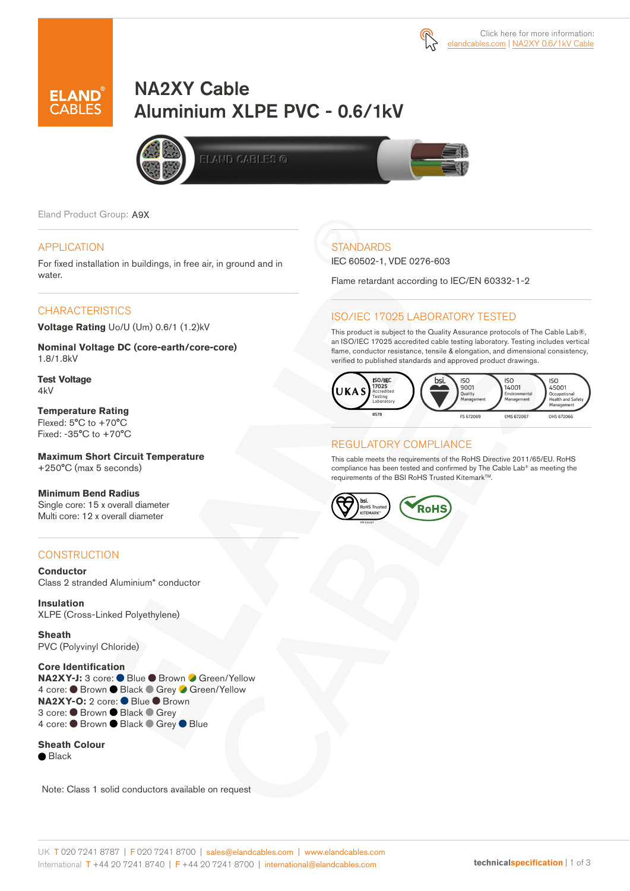Click here for more information:
elandcables.com | NA2XY 0.6/1kV Cable

# NA2XY Cable
# Aluminium XLPE PVC - 0.6/1kV

Eland Product Group: A9X

## APPLICATION

For fixed installation in buildings, in free air, in ground and in water.

## CHARACTERISTICS

**Voltage Rating** Uo/U (Um) 0.6/1 (1.2)kV

**Nominal Voltage DC (core-earth/core-core)**
1.8/1.8kV

**Test Voltage**
4kV

**Temperature Rating**
Flexed: 5°C to +70°C
Fixed: -35°C to +70°C

**Maximum Short Circuit Temperature**
+250°C (max 5 seconds)

**Minimum Bend Radius**
Single core: 15 x overall diameter
Multi core: 12 x overall diameter

## CONSTRUCTION

**Conductor**
Class 2 stranded Aluminium* conductor

**Insulation**
XLPE (Cross-Linked Polyethylene)

**Sheath**
PVC (Polyvinyl Chloride)

**Core Identification**
**NA2XY-J:** 3 core: Blue, Brown, Green/Yellow
4 core: Brown, Black, Grey, Green/Yellow
**NA2XY-O:** 2 core: Blue, Brown
3 core: Brown, Black, Grey
4 core: Brown, Black, Grey, Blue

**Sheath Colour**
Black

Note: Class 1 solid conductors available on request

## STANDARDS

IEC 60502-1, VDE 0276-603

Flame retardant according to IEC/EN 60332-1-2

## ISO/IEC 17025 LABORATORY TESTED

This product is subject to the Quality Assurance protocols of The Cable Lab®, an ISO/IEC 17025 accredited cable testing laboratory. Testing includes vertical flame, conductor resistance, tensile & elongation, and dimensional consistency, verified to published standards and approved product drawings.

UKAS ISO/IEC 17025 Accredited Testing Laboratory 8578 | bsi. ISO 9001 Quality Management FS 672069 | ISO 14001 Environmental Management EMS 672067 | ISO 45001 Occupational Health and Safety Management OHS 672066

## REGULATORY COMPLIANCE

This cable meets the requirements of the RoHS Directive 2011/65/EU. RoHS compliance has been tested and confirmed by The Cable Lab® as meeting the requirements of the BSI RoHS Trusted Kitemark™.

bsi. RoHS Trusted KITEMARK™ | RoHS

UK T 020 7241 8787 | F 020 7241 8700 | sales@elandcables.com | www.elandcables.com
International T +44 20 7241 8740 | F +44 20 7241 8700 | international@elandcables.com

technicalspecification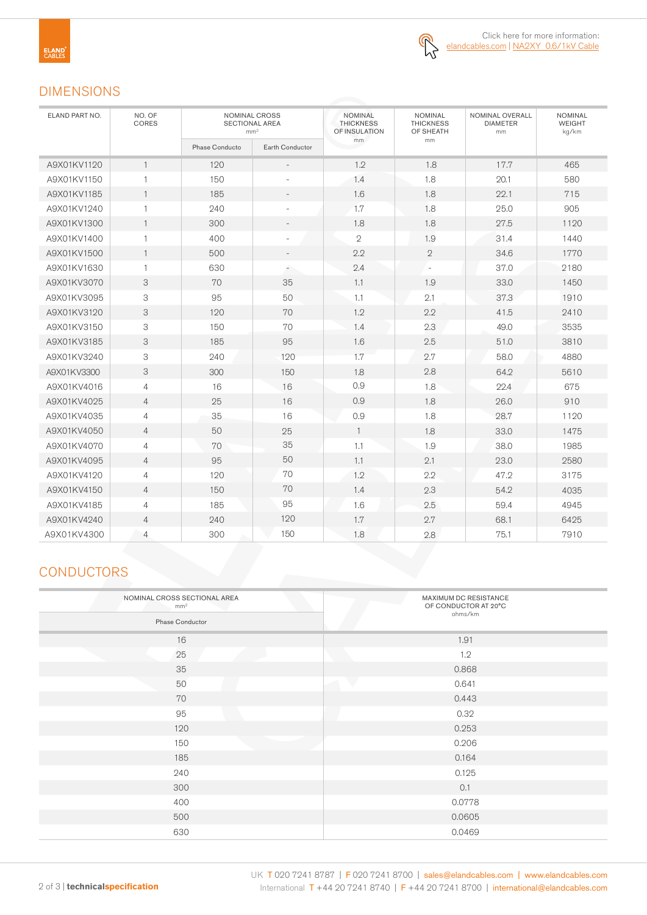Click here for more information: elandcables.com | NA2XY 0.6/1kV Cable

## DIMENSIONS

| ELAND PART NO. | NO. OF CORES | NOMINAL CROSS SECTIONAL AREA mm² | | NOMINAL THICKNESS OF INSULATION mm | NOMINAL THICKNESS OF SHEATH mm | NOMINAL OVERALL DIAMETER mm | NOMINAL WEIGHT kg/km |
|---|---|---|---|---|---|---|---|
| | | Phase Conducto | Earth Conductor | | | | |
| A9X01KV1120 | 1 | 120 | - | 1.2 | 1.8 | 17.7 | 465 |
| A9X01KV1150 | 1 | 150 | - | 1.4 | 1.8 | 20.1 | 580 |
| A9X01KV1185 | 1 | 185 | - | 1.6 | 1.8 | 22.1 | 715 |
| A9X01KV1240 | 1 | 240 | - | 1.7 | 1.8 | 25.0 | 905 |
| A9X01KV1300 | 1 | 300 | - | 1.8 | 1.8 | 27.5 | 1120 |
| A9X01KV1400 | 1 | 400 | - | 2 | 1.9 | 31.4 | 1440 |
| A9X01KV1500 | 1 | 500 | - | 2.2 | 2 | 34.6 | 1770 |
| A9X01KV1630 | 1 | 630 | - | 2.4 | - | 37.0 | 2180 |
| A9X01KV3070 | 3 | 70 | 35 | 1.1 | 1.9 | 33.0 | 1450 |
| A9X01KV3095 | 3 | 95 | 50 | 1.1 | 2.1 | 37.3 | 1910 |
| A9X01KV3120 | 3 | 120 | 70 | 1.2 | 2.2 | 41.5 | 2410 |
| A9X01KV3150 | 3 | 150 | 70 | 1.4 | 2.3 | 49.0 | 3535 |
| A9X01KV3185 | 3 | 185 | 95 | 1.6 | 2.5 | 51.0 | 3810 |
| A9X01KV3240 | 3 | 240 | 120 | 1.7 | 2.7 | 58.0 | 4880 |
| A9X01KV3300 | 3 | 300 | 150 | 1.8 | 2.8 | 64.2 | 5610 |
| A9X01KV4016 | 4 | 16 | 16 | 0.9 | 1.8 | 22.4 | 675 |
| A9X01KV4025 | 4 | 25 | 16 | 0.9 | 1.8 | 26.0 | 910 |
| A9X01KV4035 | 4 | 35 | 16 | 0.9 | 1.8 | 28.7 | 1120 |
| A9X01KV4050 | 4 | 50 | 25 | 1 | 1.8 | 33.0 | 1475 |
| A9X01KV4070 | 4 | 70 | 35 | 1.1 | 1.9 | 38.0 | 1985 |
| A9X01KV4095 | 4 | 95 | 50 | 1.1 | 2.1 | 23.0 | 2580 |
| A9X01KV4120 | 4 | 120 | 70 | 1.2 | 2.2 | 47.2 | 3175 |
| A9X01KV4150 | 4 | 150 | 70 | 1.4 | 2.3 | 54.2 | 4035 |
| A9X01KV4185 | 4 | 185 | 95 | 1.6 | 2.5 | 59.4 | 4945 |
| A9X01KV4240 | 4 | 240 | 120 | 1.7 | 2.7 | 68.1 | 6425 |
| A9X01KV4300 | 4 | 300 | 150 | 1.8 | 2.8 | 75.1 | 7910 |

## CONDUCTORS

| NOMINAL CROSS SECTIONAL AREA mm² | MAXIMUM DC RESISTANCE OF CONDUCTOR AT 20°C ohms/km |
|---|---|
| Phase Conductor | |
| 16 | 1.91 |
| 25 | 1.2 |
| 35 | 0.868 |
| 50 | 0.641 |
| 70 | 0.443 |
| 95 | 0.32 |
| 120 | 0.253 |
| 150 | 0.206 |
| 185 | 0.164 |
| 240 | 0.125 |
| 300 | 0.1 |
| 400 | 0.0778 |
| 500 | 0.0605 |
| 630 | 0.0469 |

UK T 020 7241 8787 | F 020 7241 8700 | sales@elandcables.com | www.elandcables.com
International T +44 20 7241 8740 | F +44 20 7241 8700 | international@elandcables.com

**technicalspecification**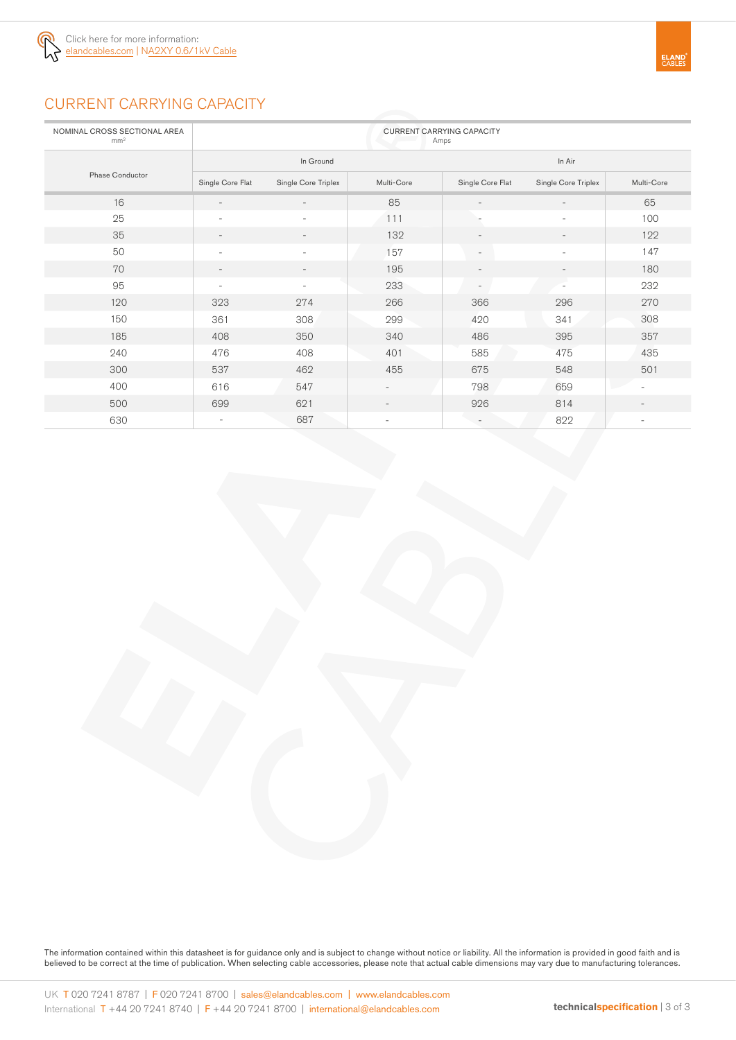Click here for more information: elandcables.com | NA2XY 0.6/1kV Cable

## CURRENT CARRYING CAPACITY

| NOMINAL CROSS SECTIONAL AREA mm² | CURRENT CARRYING CAPACITY Amps | | | | | |
|---|---|---|---|---|---|---|
| Phase Conductor | In Ground | | | In Air | | |
| | Single Core Flat | Single Core Triplex | Multi-Core | Single Core Flat | Single Core Triplex | Multi-Core |
| 16 | - | - | 85 | - | - | 65 |
| 25 | - | - | 111 | - | - | 100 |
| 35 | - | - | 132 | - | - | 122 |
| 50 | - | - | 157 | - | - | 147 |
| 70 | - | - | 195 | - | - | 180 |
| 95 | - | - | 233 | - | - | 232 |
| 120 | 323 | 274 | 266 | 366 | 296 | 270 |
| 150 | 361 | 308 | 299 | 420 | 341 | 308 |
| 185 | 408 | 350 | 340 | 486 | 395 | 357 |
| 240 | 476 | 408 | 401 | 585 | 475 | 435 |
| 300 | 537 | 462 | 455 | 675 | 548 | 501 |
| 400 | 616 | 547 | - | 798 | 659 | - |
| 500 | 699 | 621 | - | 926 | 814 | - |
| 630 | - | 687 | - | - | 822 | - |

The information contained within this datasheet is for guidance only and is subject to change without notice or liability. All the information is provided in good faith and is believed to be correct at the time of publication. When selecting cable accessories, please note that actual cable dimensions may vary due to manufacturing tolerances.

UK T 020 7241 8787 | F 020 7241 8700 | sales@elandcables.com | www.elandcables.com
International T +44 20 7241 8740 | F +44 20 7241 8700 | international@elandcables.com